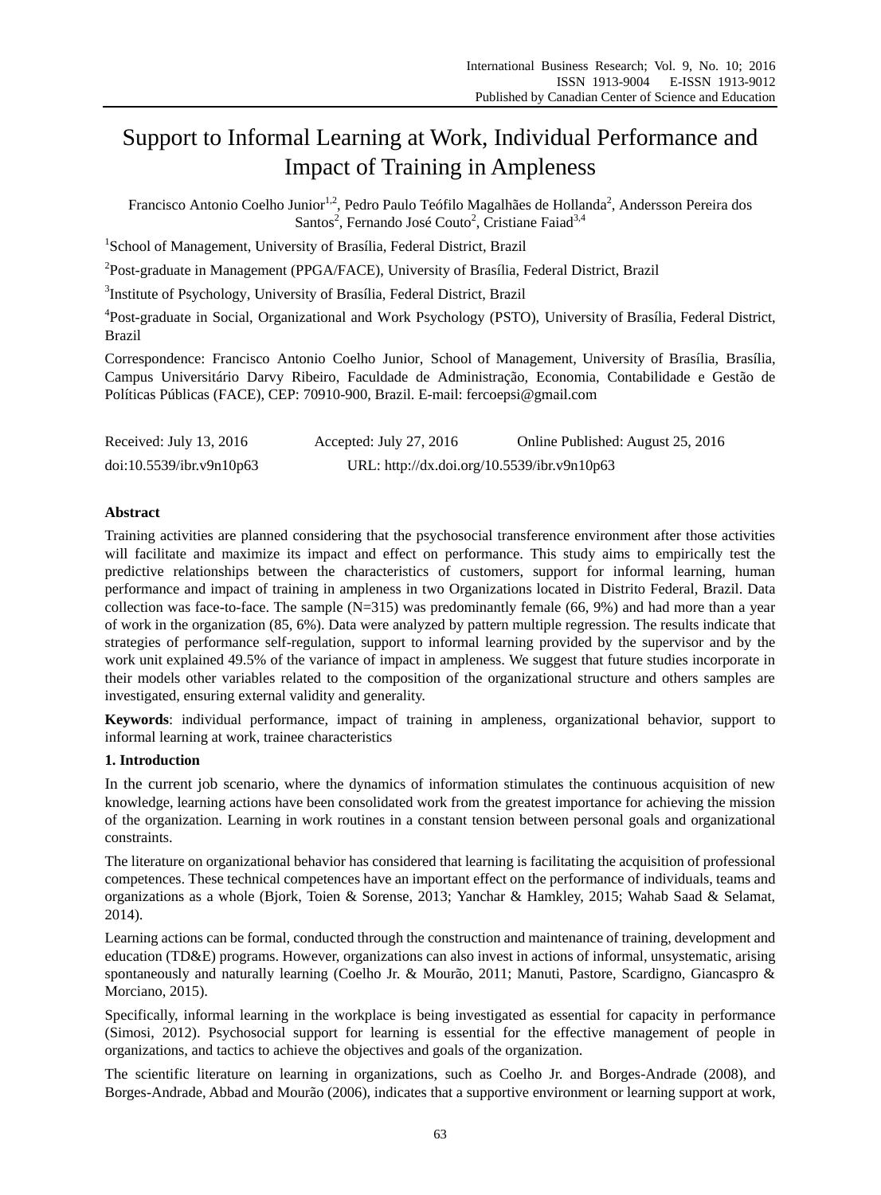# Support to Informal Learning at Work, Individual Performance and Impact of Training in Ampleness

Francisco Antonio Coelho Junior[1,2], Pedro Paulo Teófilo Magalhães de Hollanda[2], Andersson Pereira dos Santos[2], Fernando José Couto[2], Cristiane Faiad[3,4]

[1]School of Management, University of Brasília, Federal District, Brazil

[2]Post-graduate in Management (PPGA/FACE), University of Brasília, Federal District, Brazil

[3]Institute of Psychology, University of Brasília, Federal District, Brazil

[4]Post-graduate in Social, Organizational and Work Psychology (PSTO), University of Brasília, Federal District, Brazil

Correspondence: Francisco Antonio Coelho Junior, School of Management, University of Brasília, Brasília, Campus Universitário Darvy Ribeiro, Faculdade de Administração, Economia, Contabilidade e Gestão de Políticas Públicas (FACE), CEP: 70910-900, Brazil. E-mail: fercoepsi@gmail.com

Received: July 13, 2016 Accepted: July 27, 2016 Online Published: August 25, 2016

doi:10.5539/ibr.v9n10p63 URL: http://dx.doi.org/10.5539/ibr.v9n10p63

## Abstract

Training activities are planned considering that the psychosocial transference environment after those activities will facilitate and maximize its impact and effect on performance. This study aims to empirically test the predictive relationships between the characteristics of customers, support for informal learning, human performance and impact of training in ampleness in two Organizations located in Distrito Federal, Brazil. Data collection was face-to-face. The sample (N=315) was predominantly female (66, 9%) and had more than a year of work in the organization (85, 6%). Data were analyzed by pattern multiple regression. The results indicate that strategies of performance self-regulation, support to informal learning provided by the supervisor and by the work unit explained 49.5% of the variance of impact in ampleness. We suggest that future studies incorporate in their models other variables related to the composition of the organizational structure and others samples are investigated, ensuring external validity and generality.

**Keywords**: individual performance, impact of training in ampleness, organizational behavior, support to informal learning at work, trainee characteristics

## 1. Introduction

In the current job scenario, where the dynamics of information stimulates the continuous acquisition of new knowledge, learning actions have been consolidated work from the greatest importance for achieving the mission of the organization. Learning in work routines in a constant tension between personal goals and organizational constraints.

The literature on organizational behavior has considered that learning is facilitating the acquisition of professional competences. These technical competences have an important effect on the performance of individuals, teams and organizations as a whole (Bjork, Toien & Sorense, 2013; Yanchar & Hamkley, 2015; Wahab Saad & Selamat, 2014).

Learning actions can be formal, conducted through the construction and maintenance of training, development and education (TD&E) programs. However, organizations can also invest in actions of informal, unsystematic, arising spontaneously and naturally learning (Coelho Jr. & Mourão, 2011; Manuti, Pastore, Scardigno, Giancaspro & Morciano, 2015).

Specifically, informal learning in the workplace is being investigated as essential for capacity in performance (Simosi, 2012). Psychosocial support for learning is essential for the effective management of people in organizations, and tactics to achieve the objectives and goals of the organization.

The scientific literature on learning in organizations, such as Coelho Jr. and Borges-Andrade (2008), and Borges-Andrade, Abbad and Mourão (2006), indicates that a supportive environment or learning support at work,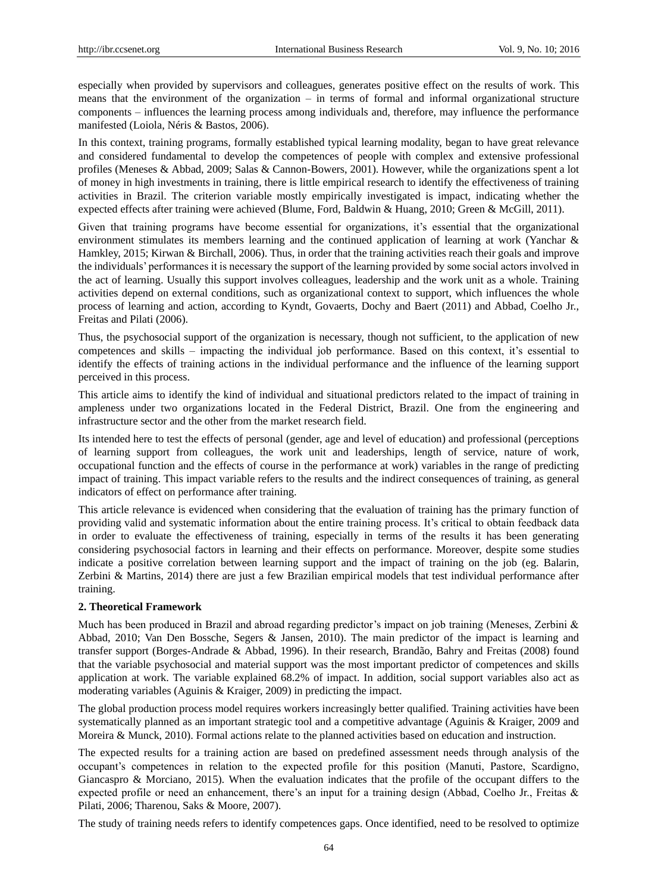especially when provided by supervisors and colleagues, generates positive effect on the results of work. This means that the environment of the organization – in terms of formal and informal organizational structure components – influences the learning process among individuals and, therefore, may influence the performance manifested (Loiola, Néris & Bastos, 2006).

In this context, training programs, formally established typical learning modality, began to have great relevance and considered fundamental to develop the competences of people with complex and extensive professional profiles (Meneses & Abbad, 2009; Salas & Cannon-Bowers, 2001). However, while the organizations spent a lot of money in high investments in training, there is little empirical research to identify the effectiveness of training activities in Brazil. The criterion variable mostly empirically investigated is impact, indicating whether the expected effects after training were achieved (Blume, Ford, Baldwin & Huang, 2010; Green & McGill, 2011).

Given that training programs have become essential for organizations, it's essential that the organizational environment stimulates its members learning and the continued application of learning at work (Yanchar & Hamkley, 2015; Kirwan & Birchall, 2006). Thus, in order that the training activities reach their goals and improve the individuals' performances it is necessary the support of the learning provided by some social actors involved in the act of learning. Usually this support involves colleagues, leadership and the work unit as a whole. Training activities depend on external conditions, such as organizational context to support, which influences the whole process of learning and action, according to Kyndt, Govaerts, Dochy and Baert (2011) and Abbad, Coelho Jr., Freitas and Pilati (2006).

Thus, the psychosocial support of the organization is necessary, though not sufficient, to the application of new competences and skills – impacting the individual job performance. Based on this context, it's essential to identify the effects of training actions in the individual performance and the influence of the learning support perceived in this process.

This article aims to identify the kind of individual and situational predictors related to the impact of training in ampleness under two organizations located in the Federal District, Brazil. One from the engineering and infrastructure sector and the other from the market research field.

Its intended here to test the effects of personal (gender, age and level of education) and professional (perceptions of learning support from colleagues, the work unit and leaderships, length of service, nature of work, occupational function and the effects of course in the performance at work) variables in the range of predicting impact of training. This impact variable refers to the results and the indirect consequences of training, as general indicators of effect on performance after training.

This article relevance is evidenced when considering that the evaluation of training has the primary function of providing valid and systematic information about the entire training process. It's critical to obtain feedback data in order to evaluate the effectiveness of training, especially in terms of the results it has been generating considering psychosocial factors in learning and their effects on performance. Moreover, despite some studies indicate a positive correlation between learning support and the impact of training on the job (eg. Balarin, Zerbini & Martins, 2014) there are just a few Brazilian empirical models that test individual performance after training.

## 2. Theoretical Framework

Much has been produced in Brazil and abroad regarding predictor's impact on job training (Meneses, Zerbini & Abbad, 2010; Van Den Bossche, Segers & Jansen, 2010). The main predictor of the impact is learning and transfer support (Borges-Andrade & Abbad, 1996). In their research, Brandão, Bahry and Freitas (2008) found that the variable psychosocial and material support was the most important predictor of competences and skills application at work. The variable explained 68.2% of impact. In addition, social support variables also act as moderating variables (Aguinis & Kraiger, 2009) in predicting the impact.

The global production process model requires workers increasingly better qualified. Training activities have been systematically planned as an important strategic tool and a competitive advantage (Aguinis & Kraiger, 2009 and Moreira & Munck, 2010). Formal actions relate to the planned activities based on education and instruction.

The expected results for a training action are based on predefined assessment needs through analysis of the occupant's competences in relation to the expected profile for this position (Manuti, Pastore, Scardigno, Giancaspro & Morciano, 2015). When the evaluation indicates that the profile of the occupant differs to the expected profile or need an enhancement, there's an input for a training design (Abbad, Coelho Jr., Freitas & Pilati, 2006; Tharenou, Saks & Moore, 2007).

The study of training needs refers to identify competences gaps. Once identified, need to be resolved to optimize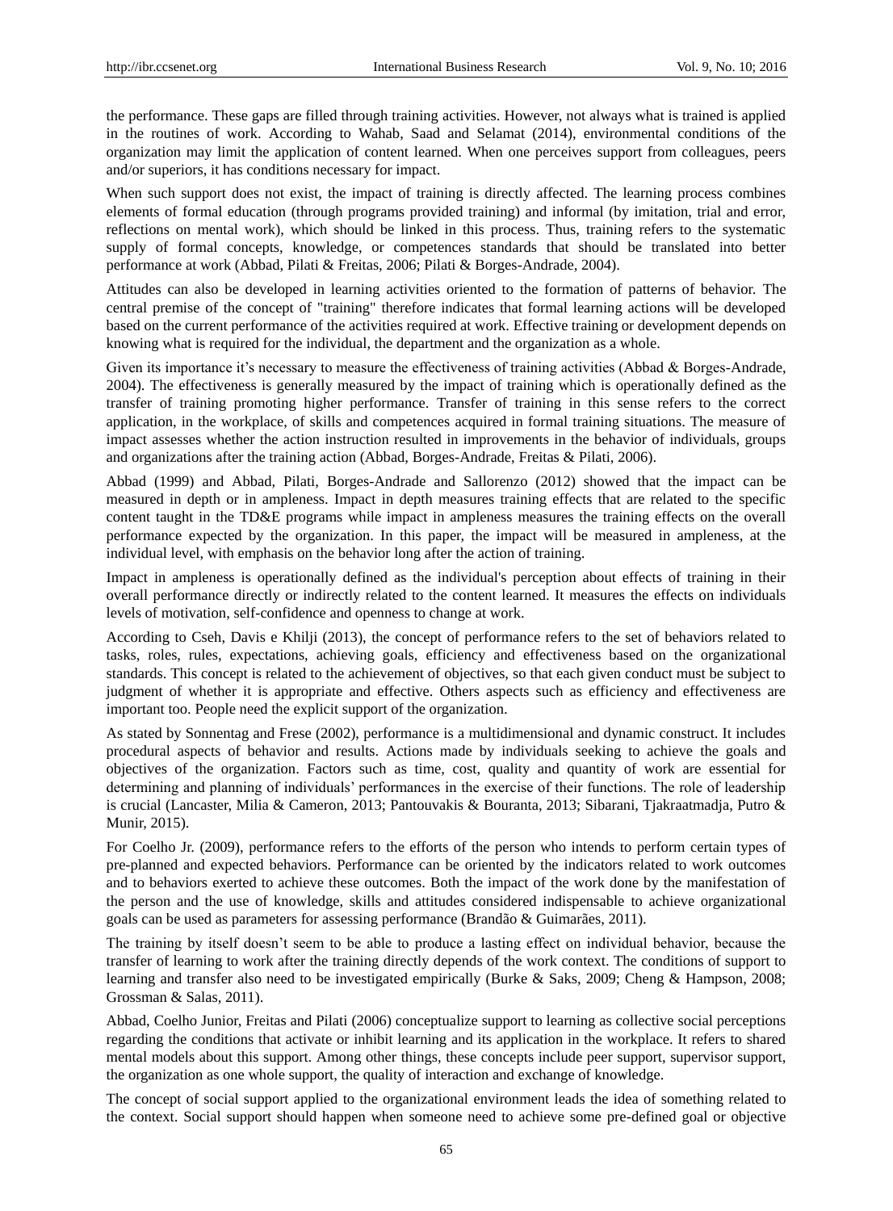the performance. These gaps are filled through training activities. However, not always what is trained is applied in the routines of work. According to Wahab, Saad and Selamat (2014), environmental conditions of the organization may limit the application of content learned. When one perceives support from colleagues, peers and/or superiors, it has conditions necessary for impact.

When such support does not exist, the impact of training is directly affected. The learning process combines elements of formal education (through programs provided training) and informal (by imitation, trial and error, reflections on mental work), which should be linked in this process. Thus, training refers to the systematic supply of formal concepts, knowledge, or competences standards that should be translated into better performance at work (Abbad, Pilati & Freitas, 2006; Pilati & Borges-Andrade, 2004).

Attitudes can also be developed in learning activities oriented to the formation of patterns of behavior. The central premise of the concept of "training" therefore indicates that formal learning actions will be developed based on the current performance of the activities required at work. Effective training or development depends on knowing what is required for the individual, the department and the organization as a whole.

Given its importance it's necessary to measure the effectiveness of training activities (Abbad & Borges-Andrade, 2004). The effectiveness is generally measured by the impact of training which is operationally defined as the transfer of training promoting higher performance. Transfer of training in this sense refers to the correct application, in the workplace, of skills and competences acquired in formal training situations. The measure of impact assesses whether the action instruction resulted in improvements in the behavior of individuals, groups and organizations after the training action (Abbad, Borges-Andrade, Freitas & Pilati, 2006).

Abbad (1999) and Abbad, Pilati, Borges-Andrade and Sallorenzo (2012) showed that the impact can be measured in depth or in ampleness. Impact in depth measures training effects that are related to the specific content taught in the TD&E programs while impact in ampleness measures the training effects on the overall performance expected by the organization. In this paper, the impact will be measured in ampleness, at the individual level, with emphasis on the behavior long after the action of training.

Impact in ampleness is operationally defined as the individual's perception about effects of training in their overall performance directly or indirectly related to the content learned. It measures the effects on individuals levels of motivation, self-confidence and openness to change at work.

According to Cseh, Davis e Khilji (2013), the concept of performance refers to the set of behaviors related to tasks, roles, rules, expectations, achieving goals, efficiency and effectiveness based on the organizational standards. This concept is related to the achievement of objectives, so that each given conduct must be subject to judgment of whether it is appropriate and effective. Others aspects such as efficiency and effectiveness are important too. People need the explicit support of the organization.

As stated by Sonnentag and Frese (2002), performance is a multidimensional and dynamic construct. It includes procedural aspects of behavior and results. Actions made by individuals seeking to achieve the goals and objectives of the organization. Factors such as time, cost, quality and quantity of work are essential for determining and planning of individuals' performances in the exercise of their functions. The role of leadership is crucial (Lancaster, Milia & Cameron, 2013; Pantouvakis & Bouranta, 2013; Sibarani, Tjakraatmadja, Putro & Munir, 2015).

For Coelho Jr. (2009), performance refers to the efforts of the person who intends to perform certain types of pre-planned and expected behaviors. Performance can be oriented by the indicators related to work outcomes and to behaviors exerted to achieve these outcomes. Both the impact of the work done by the manifestation of the person and the use of knowledge, skills and attitudes considered indispensable to achieve organizational goals can be used as parameters for assessing performance (Brandão & Guimarães, 2011).

The training by itself doesn't seem to be able to produce a lasting effect on individual behavior, because the transfer of learning to work after the training directly depends of the work context. The conditions of support to learning and transfer also need to be investigated empirically (Burke & Saks, 2009; Cheng & Hampson, 2008; Grossman & Salas, 2011).

Abbad, Coelho Junior, Freitas and Pilati (2006) conceptualize support to learning as collective social perceptions regarding the conditions that activate or inhibit learning and its application in the workplace. It refers to shared mental models about this support. Among other things, these concepts include peer support, supervisor support, the organization as one whole support, the quality of interaction and exchange of knowledge.

The concept of social support applied to the organizational environment leads the idea of something related to the context. Social support should happen when someone need to achieve some pre-defined goal or objective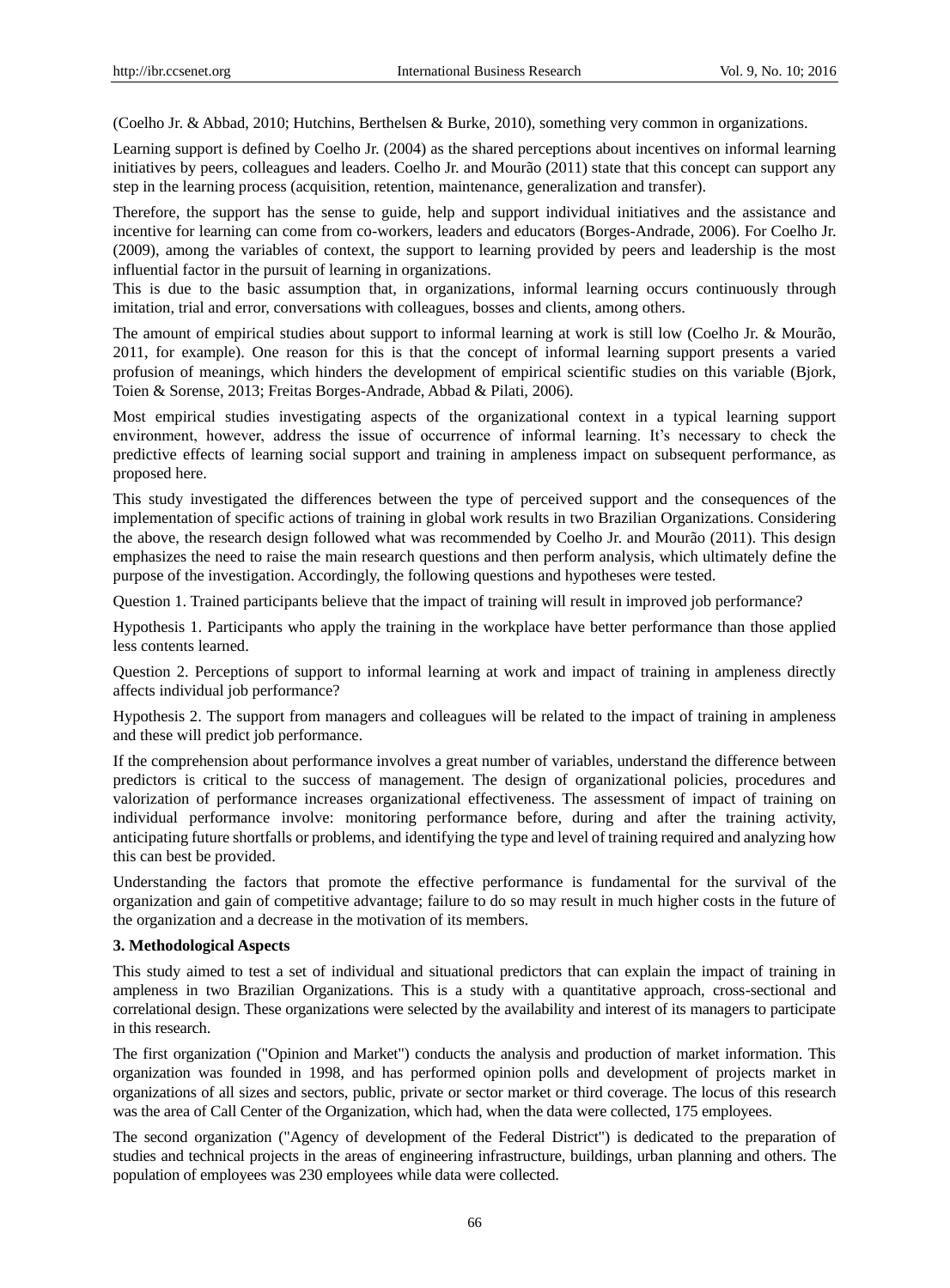(Coelho Jr. & Abbad, 2010; Hutchins, Berthelsen & Burke, 2010), something very common in organizations.

Learning support is defined by Coelho Jr. (2004) as the shared perceptions about incentives on informal learning initiatives by peers, colleagues and leaders. Coelho Jr. and Mourão (2011) state that this concept can support any step in the learning process (acquisition, retention, maintenance, generalization and transfer).

Therefore, the support has the sense to guide, help and support individual initiatives and the assistance and incentive for learning can come from co-workers, leaders and educators (Borges-Andrade, 2006). For Coelho Jr. (2009), among the variables of context, the support to learning provided by peers and leadership is the most influential factor in the pursuit of learning in organizations.

This is due to the basic assumption that, in organizations, informal learning occurs continuously through imitation, trial and error, conversations with colleagues, bosses and clients, among others.

The amount of empirical studies about support to informal learning at work is still low (Coelho Jr. & Mourão, 2011, for example). One reason for this is that the concept of informal learning support presents a varied profusion of meanings, which hinders the development of empirical scientific studies on this variable (Bjork, Toien & Sorense, 2013; Freitas Borges-Andrade, Abbad & Pilati, 2006).

Most empirical studies investigating aspects of the organizational context in a typical learning support environment, however, address the issue of occurrence of informal learning. It's necessary to check the predictive effects of learning social support and training in ampleness impact on subsequent performance, as proposed here.

This study investigated the differences between the type of perceived support and the consequences of the implementation of specific actions of training in global work results in two Brazilian Organizations. Considering the above, the research design followed what was recommended by Coelho Jr. and Mourão (2011). This design emphasizes the need to raise the main research questions and then perform analysis, which ultimately define the purpose of the investigation. Accordingly, the following questions and hypotheses were tested.

Question 1. Trained participants believe that the impact of training will result in improved job performance?

Hypothesis 1. Participants who apply the training in the workplace have better performance than those applied less contents learned.

Question 2. Perceptions of support to informal learning at work and impact of training in ampleness directly affects individual job performance?

Hypothesis 2. The support from managers and colleagues will be related to the impact of training in ampleness and these will predict job performance.

If the comprehension about performance involves a great number of variables, understand the difference between predictors is critical to the success of management. The design of organizational policies, procedures and valorization of performance increases organizational effectiveness. The assessment of impact of training on individual performance involve: monitoring performance before, during and after the training activity, anticipating future shortfalls or problems, and identifying the type and level of training required and analyzing how this can best be provided.

Understanding the factors that promote the effective performance is fundamental for the survival of the organization and gain of competitive advantage; failure to do so may result in much higher costs in the future of the organization and a decrease in the motivation of its members.

### 3. Methodological Aspects

This study aimed to test a set of individual and situational predictors that can explain the impact of training in ampleness in two Brazilian Organizations. This is a study with a quantitative approach, cross-sectional and correlational design. These organizations were selected by the availability and interest of its managers to participate in this research.

The first organization ("Opinion and Market") conducts the analysis and production of market information. This organization was founded in 1998, and has performed opinion polls and development of projects market in organizations of all sizes and sectors, public, private or sector market or third coverage. The locus of this research was the area of Call Center of the Organization, which had, when the data were collected, 175 employees.

The second organization ("Agency of development of the Federal District") is dedicated to the preparation of studies and technical projects in the areas of engineering infrastructure, buildings, urban planning and others. The population of employees was 230 employees while data were collected.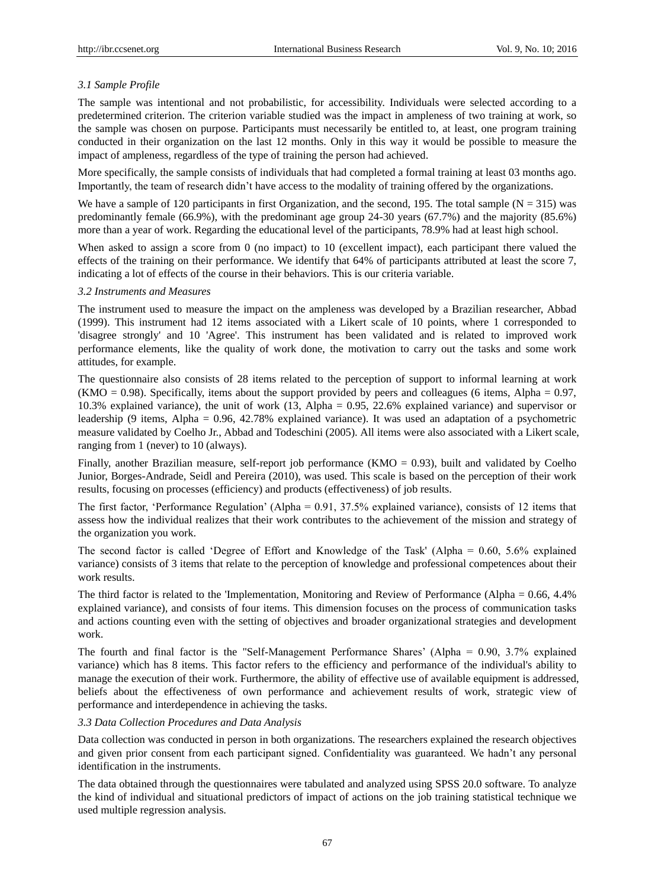### *3.1 Sample Profile*

The sample was intentional and not probabilistic, for accessibility. Individuals were selected according to a predetermined criterion. The criterion variable studied was the impact in ampleness of two training at work, so the sample was chosen on purpose. Participants must necessarily be entitled to, at least, one program training conducted in their organization on the last 12 months. Only in this way it would be possible to measure the impact of ampleness, regardless of the type of training the person had achieved.

More specifically, the sample consists of individuals that had completed a formal training at least 03 months ago. Importantly, the team of research didn't have access to the modality of training offered by the organizations.

We have a sample of 120 participants in first Organization, and the second, 195. The total sample (N = 315) was predominantly female (66.9%), with the predominant age group 24-30 years (67.7%) and the majority (85.6%) more than a year of work. Regarding the educational level of the participants, 78.9% had at least high school.

When asked to assign a score from 0 (no impact) to 10 (excellent impact), each participant there valued the effects of the training on their performance. We identify that 64% of participants attributed at least the score 7, indicating a lot of effects of the course in their behaviors. This is our criteria variable.

### *3.2 Instruments and Measures*

The instrument used to measure the impact on the ampleness was developed by a Brazilian researcher, Abbad (1999). This instrument had 12 items associated with a Likert scale of 10 points, where 1 corresponded to 'disagree strongly' and 10 'Agree'. This instrument has been validated and is related to improved work performance elements, like the quality of work done, the motivation to carry out the tasks and some work attitudes, for example.

The questionnaire also consists of 28 items related to the perception of support to informal learning at work (KMO = 0.98). Specifically, items about the support provided by peers and colleagues (6 items, Alpha = 0.97, 10.3% explained variance), the unit of work (13, Alpha = 0.95, 22.6% explained variance) and supervisor or leadership (9 items, Alpha = 0.96, 42.78% explained variance). It was used an adaptation of a psychometric measure validated by Coelho Jr., Abbad and Todeschini (2005). All items were also associated with a Likert scale, ranging from 1 (never) to 10 (always).

Finally, another Brazilian measure, self-report job performance (KMO = 0.93), built and validated by Coelho Junior, Borges-Andrade, Seidl and Pereira (2010), was used. This scale is based on the perception of their work results, focusing on processes (efficiency) and products (effectiveness) of job results.

The first factor, 'Performance Regulation' (Alpha = 0.91, 37.5% explained variance), consists of 12 items that assess how the individual realizes that their work contributes to the achievement of the mission and strategy of the organization you work.

The second factor is called 'Degree of Effort and Knowledge of the Task' (Alpha = 0.60, 5.6% explained variance) consists of 3 items that relate to the perception of knowledge and professional competences about their work results.

The third factor is related to the 'Implementation, Monitoring and Review of Performance (Alpha = 0.66, 4.4% explained variance), and consists of four items. This dimension focuses on the process of communication tasks and actions counting even with the setting of objectives and broader organizational strategies and development work.

The fourth and final factor is the "Self-Management Performance Shares' (Alpha = 0.90, 3.7% explained variance) which has 8 items. This factor refers to the efficiency and performance of the individual's ability to manage the execution of their work. Furthermore, the ability of effective use of available equipment is addressed, beliefs about the effectiveness of own performance and achievement results of work, strategic view of performance and interdependence in achieving the tasks.

### *3.3 Data Collection Procedures and Data Analysis*

Data collection was conducted in person in both organizations. The researchers explained the research objectives and given prior consent from each participant signed. Confidentiality was guaranteed. We hadn't any personal identification in the instruments.

The data obtained through the questionnaires were tabulated and analyzed using SPSS 20.0 software. To analyze the kind of individual and situational predictors of impact of actions on the job training statistical technique we used multiple regression analysis.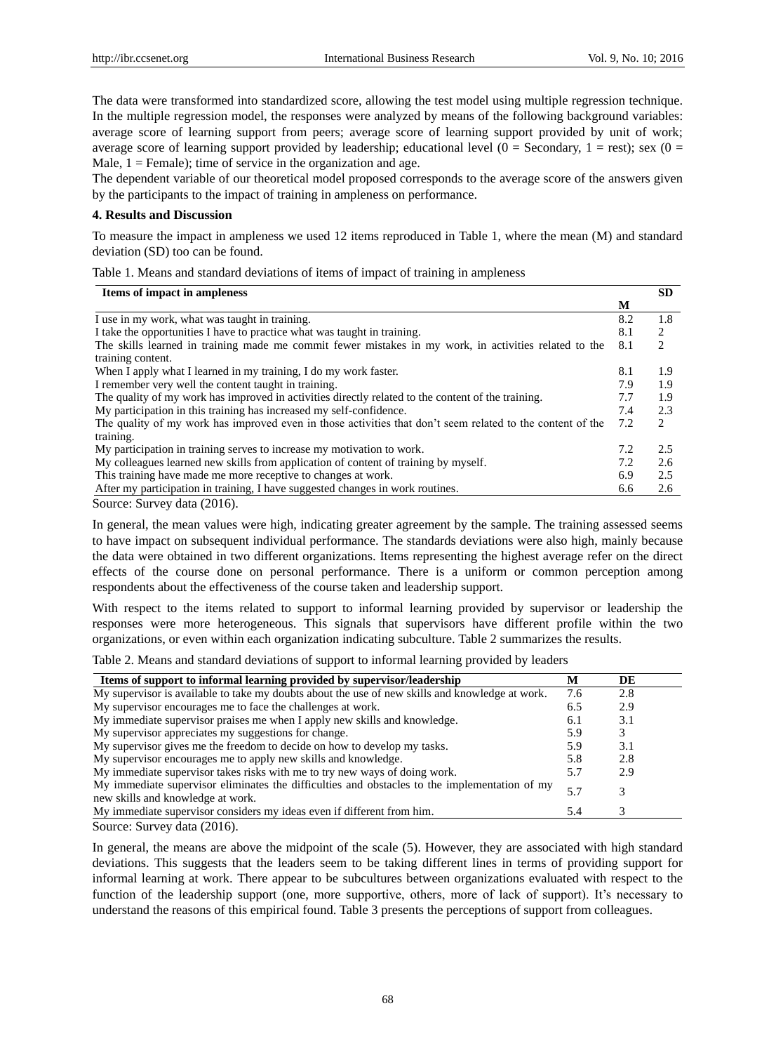The data were transformed into standardized score, allowing the test model using multiple regression technique. In the multiple regression model, the responses were analyzed by means of the following background variables: average score of learning support from peers; average score of learning support provided by unit of work; average score of learning support provided by leadership; educational level (0 = Secondary, 1 = rest); sex (0 = Male, 1 = Female); time of service in the organization and age.

The dependent variable of our theoretical model proposed corresponds to the average score of the answers given by the participants to the impact of training in ampleness on performance.

### 4. Results and Discussion

To measure the impact in ampleness we used 12 items reproduced in Table 1, where the mean (M) and standard deviation (SD) too can be found.

Table 1. Means and standard deviations of items of impact of training in ampleness

| Items of impact in ampleness | M | SD |
|---|---|---|
| I use in my work, what was taught in training. | 8.2 | 1.8 |
| I take the opportunities I have to practice what was taught in training. | 8.1 | 2 |
| The skills learned in training made me commit fewer mistakes in my work, in activities related to the training content. | 8.1 | 2 |
| When I apply what I learned in my training, I do my work faster. | 8.1 | 1.9 |
| I remember very well the content taught in training. | 7.9 | 1.9 |
| The quality of my work has improved in activities directly related to the content of the training. | 7.7 | 1.9 |
| My participation in this training has increased my self-confidence. | 7.4 | 2.3 |
| The quality of my work has improved even in those activities that don't seem related to the content of the training. | 7.2 | 2 |
| My participation in training serves to increase my motivation to work. | 7.2 | 2.5 |
| My colleagues learned new skills from application of content of training by myself. | 7.2 | 2.6 |
| This training have made me more receptive to changes at work. | 6.9 | 2.5 |
| After my participation in training, I have suggested changes in work routines. | 6.6 | 2.6 |

Source: Survey data (2016).

In general, the mean values were high, indicating greater agreement by the sample. The training assessed seems to have impact on subsequent individual performance. The standards deviations were also high, mainly because the data were obtained in two different organizations. Items representing the highest average refer on the direct effects of the course done on personal performance. There is a uniform or common perception among respondents about the effectiveness of the course taken and leadership support.

With respect to the items related to support to informal learning provided by supervisor or leadership the responses were more heterogeneous. This signals that supervisors have different profile within the two organizations, or even within each organization indicating subculture. Table 2 summarizes the results.

Table 2. Means and standard deviations of support to informal learning provided by leaders

| Items of support to informal learning provided by supervisor/leadership | M | DE |
|---|---|---|
| My supervisor is available to take my doubts about the use of new skills and knowledge at work. | 7.6 | 2.8 |
| My supervisor encourages me to face the challenges at work. | 6.5 | 2.9 |
| My immediate supervisor praises me when I apply new skills and knowledge. | 6.1 | 3.1 |
| My supervisor appreciates my suggestions for change. | 5.9 | 3 |
| My supervisor gives me the freedom to decide on how to develop my tasks. | 5.9 | 3.1 |
| My supervisor encourages me to apply new skills and knowledge. | 5.8 | 2.8 |
| My immediate supervisor takes risks with me to try new ways of doing work. | 5.7 | 2.9 |
| My immediate supervisor eliminates the difficulties and obstacles to the implementation of my new skills and knowledge at work. | 5.7 | 3 |
| My immediate supervisor considers my ideas even if different from him. | 5.4 | 3 |

Source: Survey data (2016).

In general, the means are above the midpoint of the scale (5). However, they are associated with high standard deviations. This suggests that the leaders seem to be taking different lines in terms of providing support for informal learning at work. There appear to be subcultures between organizations evaluated with respect to the function of the leadership support (one, more supportive, others, more of lack of support). It's necessary to understand the reasons of this empirical found. Table 3 presents the perceptions of support from colleagues.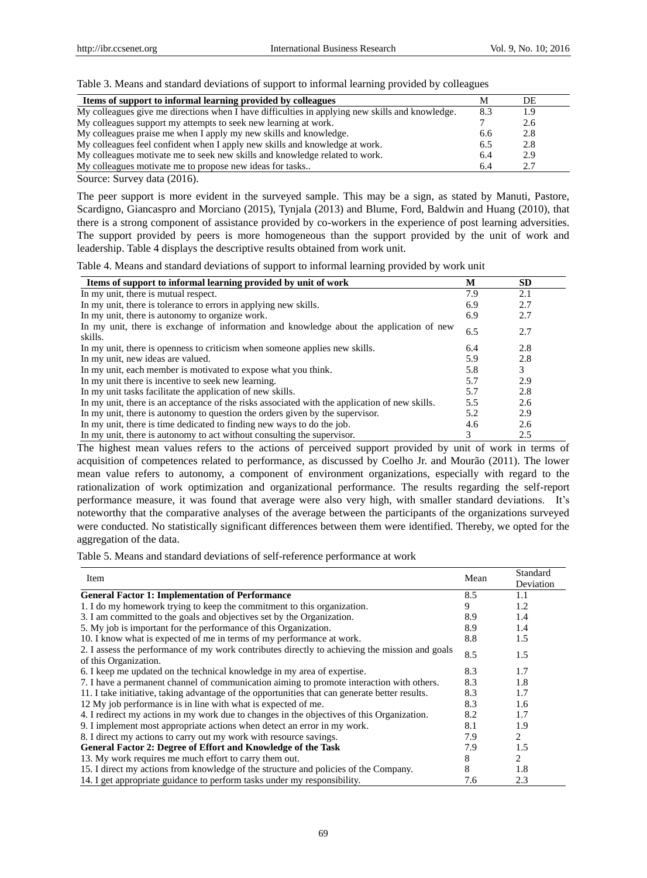Table 3. Means and standard deviations of support to informal learning provided by colleagues

| Items of support to informal learning provided by colleagues | M | DE |
|---|---|---|
| My colleagues give me directions when I have difficulties in applying new skills and knowledge. | 8.3 | 1.9 |
| My colleagues support my attempts to seek new learning at work. | 7 | 2.6 |
| My colleagues praise me when I apply my new skills and knowledge. | 6.6 | 2.8 |
| My colleagues feel confident when I apply new skills and knowledge at work. | 6.5 | 2.8 |
| My colleagues motivate me to seek new skills and knowledge related to work. | 6.4 | 2.9 |
| My colleagues motivate me to propose new ideas for tasks.. | 6.4 | 2.7 |

Source: Survey data (2016).

The peer support is more evident in the surveyed sample. This may be a sign, as stated by Manuti, Pastore, Scardigno, Giancaspro and Morciano (2015), Tynjala (2013) and Blume, Ford, Baldwin and Huang (2010), that there is a strong component of assistance provided by co-workers in the experience of post learning adversities. The support provided by peers is more homogeneous than the support provided by the unit of work and leadership. Table 4 displays the descriptive results obtained from work unit.

Table 4. Means and standard deviations of support to informal learning provided by work unit

| Items of support to informal learning provided by unit of work | M | SD |
|---|---|---|
| In my unit, there is mutual respect. | 7.9 | 2.1 |
| In my unit, there is tolerance to errors in applying new skills. | 6.9 | 2.7 |
| In my unit, there is autonomy to organize work. | 6.9 | 2.7 |
| In my unit, there is exchange of information and knowledge about the application of new skills. | 6.5 | 2.7 |
| In my unit, there is openness to criticism when someone applies new skills. | 6.4 | 2.8 |
| In my unit, new ideas are valued. | 5.9 | 2.8 |
| In my unit, each member is motivated to expose what you think. | 5.8 | 3 |
| In my unit there is incentive to seek new learning. | 5.7 | 2.9 |
| In my unit tasks facilitate the application of new skills. | 5.7 | 2.8 |
| In my unit, there is an acceptance of the risks associated with the application of new skills. | 5.5 | 2.6 |
| In my unit, there is autonomy to question the orders given by the supervisor. | 5.2 | 2.9 |
| In my unit, there is time dedicated to finding new ways to do the job. | 4.6 | 2.6 |
| In my unit, there is autonomy to act without consulting the supervisor. | 3 | 2.5 |

The highest mean values refers to the actions of perceived support provided by unit of work in terms of acquisition of competences related to performance, as discussed by Coelho Jr. and Mourão (2011). The lower mean value refers to autonomy, a component of environment organizations, especially with regard to the rationalization of work optimization and organizational performance. The results regarding the self-report performance measure, it was found that average were also very high, with smaller standard deviations. It's noteworthy that the comparative analyses of the average between the participants of the organizations surveyed were conducted. No statistically significant differences between them were identified. Thereby, we opted for the aggregation of the data.

Table 5. Means and standard deviations of self-reference performance at work

| Item | Mean | Standard Deviation |
|---|---|---|
| **General Factor 1: Implementation of Performance** | 8.5 | 1.1 |
| 1. I do my homework trying to keep the commitment to this organization. | 9 | 1.2 |
| 3. I am committed to the goals and objectives set by the Organization. | 8.9 | 1.4 |
| 5. My job is important for the performance of this Organization. | 8.9 | 1.4 |
| 10. I know what is expected of me in terms of my performance at work. | 8.8 | 1.5 |
| 2. I assess the performance of my work contributes directly to achieving the mission and goals of this Organization. | 8.5 | 1.5 |
| 6. I keep me updated on the technical knowledge in my area of expertise. | 8.3 | 1.7 |
| 7. I have a permanent channel of communication aiming to promote interaction with others. | 8.3 | 1.8 |
| 11. I take initiative, taking advantage of the opportunities that can generate better results. | 8.3 | 1.7 |
| 12 My job performance is in line with what is expected of me. | 8.3 | 1.6 |
| 4. I redirect my actions in my work due to changes in the objectives of this Organization. | 8.2 | 1.7 |
| 9. I implement most appropriate actions when detect an error in my work. | 8.1 | 1.9 |
| 8. I direct my actions to carry out my work with resource savings. | 7.9 | 2 |
| **General Factor 2: Degree of Effort and Knowledge of the Task** | 7.9 | 1.5 |
| 13. My work requires me much effort to carry them out. | 8 | 2 |
| 15. I direct my actions from knowledge of the structure and policies of the Company. | 8 | 1.8 |
| 14. I get appropriate guidance to perform tasks under my responsibility. | 7.6 | 2.3 |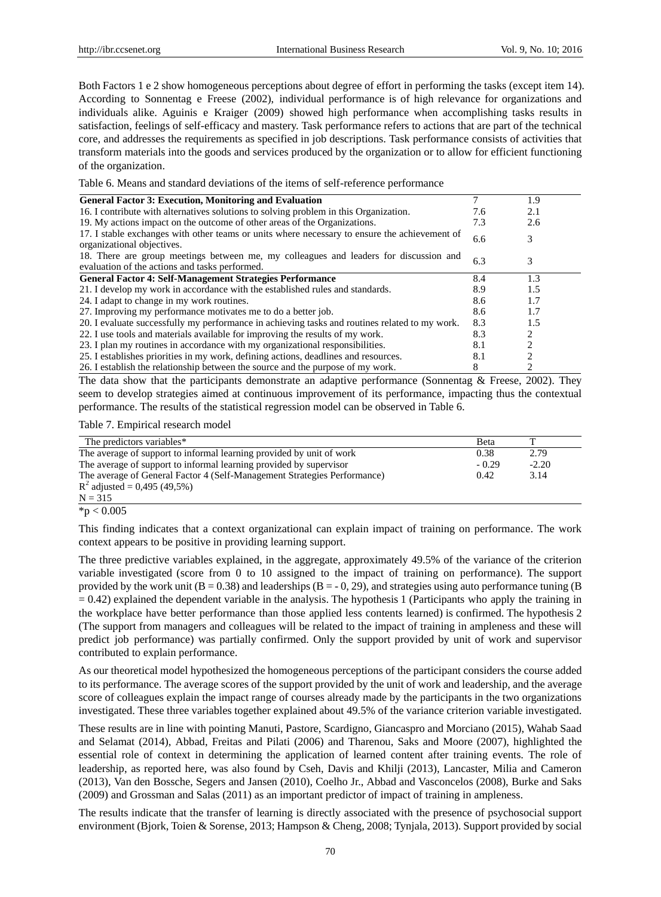Both Factors 1 e 2 show homogeneous perceptions about degree of effort in performing the tasks (except item 14). According to Sonnentag e Freese (2002), individual performance is of high relevance for organizations and individuals alike. Aguinis e Kraiger (2009) showed high performance when accomplishing tasks results in satisfaction, feelings of self-efficacy and mastery. Task performance refers to actions that are part of the technical core, and addresses the requirements as specified in job descriptions. Task performance consists of activities that transform materials into the goods and services produced by the organization or to allow for efficient functioning of the organization.

Table 6. Means and standard deviations of the items of self-reference performance

| | | |
|---|---|---|
| **General Factor 3: Execution, Monitoring and Evaluation** | 7 | 1.9 |
| 16. I contribute with alternatives solutions to solving problem in this Organization. | 7.6 | 2.1 |
| 19. My actions impact on the outcome of other areas of the Organizations. | 7.3 | 2.6 |
| 17. I stable exchanges with other teams or units where necessary to ensure the achievement of organizational objectives. | 6.6 | 3 |
| 18. There are group meetings between me, my colleagues and leaders for discussion and evaluation of the actions and tasks performed. | 6.3 | 3 |
| **General Factor 4: Self-Management Strategies Performance** | 8.4 | 1.3 |
| 21. I develop my work in accordance with the established rules and standards. | 8.9 | 1.5 |
| 24. I adapt to change in my work routines. | 8.6 | 1.7 |
| 27. Improving my performance motivates me to do a better job. | 8.6 | 1.7 |
| 20. I evaluate successfully my performance in achieving tasks and routines related to my work. | 8.3 | 1.5 |
| 22. I use tools and materials available for improving the results of my work. | 8.3 | 2 |
| 23. I plan my routines in accordance with my organizational responsibilities. | 8.1 | 2 |
| 25. I establishes priorities in my work, defining actions, deadlines and resources. | 8.1 | 2 |
| 26. I establish the relationship between the source and the purpose of my work. | 8 | 2 |

The data show that the participants demonstrate an adaptive performance (Sonnentag & Freese, 2002). They seem to develop strategies aimed at continuous improvement of its performance, impacting thus the contextual performance. The results of the statistical regression model can be observed in Table 6.

Table 7. Empirical research model

| The predictors variables* | Beta | T |
|---|---|---|
| The average of support to informal learning provided by unit of work | 0.38 | 2.79 |
| The average of support to informal learning provided by supervisor | - 0.29 | -2.20 |
| The average of General Factor 4 (Self-Management Strategies Performance) | 0.42 | 3.14 |
| $R^2$ adjusted = 0,495 (49,5%) | | |
| N = 315 | | |

*$p < 0.005$

This finding indicates that a context organizational can explain impact of training on performance. The work context appears to be positive in providing learning support.

The three predictive variables explained, in the aggregate, approximately 49.5% of the variance of the criterion variable investigated (score from 0 to 10 assigned to the impact of training on performance). The support provided by the work unit (B = 0.38) and leaderships (B = - 0, 29), and strategies using auto performance tuning (B = 0.42) explained the dependent variable in the analysis. The hypothesis 1 (Participants who apply the training in the workplace have better performance than those applied less contents learned) is confirmed. The hypothesis 2 (The support from managers and colleagues will be related to the impact of training in ampleness and these will predict job performance) was partially confirmed. Only the support provided by unit of work and supervisor contributed to explain performance.

As our theoretical model hypothesized the homogeneous perceptions of the participant considers the course added to its performance. The average scores of the support provided by the unit of work and leadership, and the average score of colleagues explain the impact range of courses already made by the participants in the two organizations investigated. These three variables together explained about 49.5% of the variance criterion variable investigated.

These results are in line with pointing Manuti, Pastore, Scardigno, Giancaspro and Morciano (2015), Wahab Saad and Selamat (2014), Abbad, Freitas and Pilati (2006) and Tharenou, Saks and Moore (2007), highlighted the essential role of context in determining the application of learned content after training events. The role of leadership, as reported here, was also found by Cseh, Davis and Khilji (2013), Lancaster, Milia and Cameron (2013), Van den Bossche, Segers and Jansen (2010), Coelho Jr., Abbad and Vasconcelos (2008), Burke and Saks (2009) and Grossman and Salas (2011) as an important predictor of impact of training in ampleness.

The results indicate that the transfer of learning is directly associated with the presence of psychosocial support environment (Bjork, Toien & Sorense, 2013; Hampson & Cheng, 2008; Tynjala, 2013). Support provided by social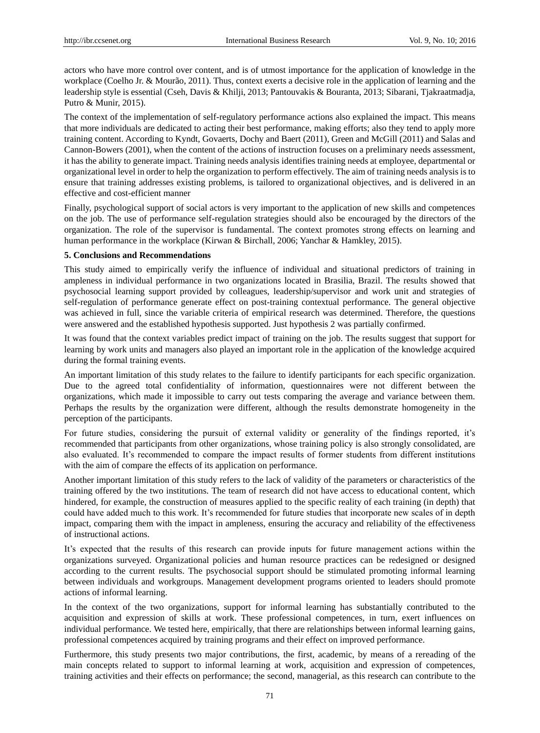actors who have more control over content, and is of utmost importance for the application of knowledge in the workplace (Coelho Jr. & Mourão, 2011). Thus, context exerts a decisive role in the application of learning and the leadership style is essential (Cseh, Davis & Khilji, 2013; Pantouvakis & Bouranta, 2013; Sibarani, Tjakraatmadja, Putro & Munir, 2015).

The context of the implementation of self-regulatory performance actions also explained the impact. This means that more individuals are dedicated to acting their best performance, making efforts; also they tend to apply more training content. According to Kyndt, Govaerts, Dochy and Baert (2011), Green and McGill (2011) and Salas and Cannon-Bowers (2001), when the content of the actions of instruction focuses on a preliminary needs assessment, it has the ability to generate impact. Training needs analysis identifies training needs at employee, departmental or organizational level in order to help the organization to perform effectively. The aim of training needs analysis is to ensure that training addresses existing problems, is tailored to organizational objectives, and is delivered in an effective and cost-efficient manner

Finally, psychological support of social actors is very important to the application of new skills and competences on the job. The use of performance self-regulation strategies should also be encouraged by the directors of the organization. The role of the supervisor is fundamental. The context promotes strong effects on learning and human performance in the workplace (Kirwan & Birchall, 2006; Yanchar & Hamkley, 2015).

## 5. Conclusions and Recommendations

This study aimed to empirically verify the influence of individual and situational predictors of training in ampleness in individual performance in two organizations located in Brasilia, Brazil. The results showed that psychosocial learning support provided by colleagues, leadership/supervisor and work unit and strategies of self-regulation of performance generate effect on post-training contextual performance. The general objective was achieved in full, since the variable criteria of empirical research was determined. Therefore, the questions were answered and the established hypothesis supported. Just hypothesis 2 was partially confirmed.

It was found that the context variables predict impact of training on the job. The results suggest that support for learning by work units and managers also played an important role in the application of the knowledge acquired during the formal training events.

An important limitation of this study relates to the failure to identify participants for each specific organization. Due to the agreed total confidentiality of information, questionnaires were not different between the organizations, which made it impossible to carry out tests comparing the average and variance between them. Perhaps the results by the organization were different, although the results demonstrate homogeneity in the perception of the participants.

For future studies, considering the pursuit of external validity or generality of the findings reported, it's recommended that participants from other organizations, whose training policy is also strongly consolidated, are also evaluated. It's recommended to compare the impact results of former students from different institutions with the aim of compare the effects of its application on performance.

Another important limitation of this study refers to the lack of validity of the parameters or characteristics of the training offered by the two institutions. The team of research did not have access to educational content, which hindered, for example, the construction of measures applied to the specific reality of each training (in depth) that could have added much to this work. It's recommended for future studies that incorporate new scales of in depth impact, comparing them with the impact in ampleness, ensuring the accuracy and reliability of the effectiveness of instructional actions.

It's expected that the results of this research can provide inputs for future management actions within the organizations surveyed. Organizational policies and human resource practices can be redesigned or designed according to the current results. The psychosocial support should be stimulated promoting informal learning between individuals and workgroups. Management development programs oriented to leaders should promote actions of informal learning.

In the context of the two organizations, support for informal learning has substantially contributed to the acquisition and expression of skills at work. These professional competences, in turn, exert influences on individual performance. We tested here, empirically, that there are relationships between informal learning gains, professional competences acquired by training programs and their effect on improved performance.

Furthermore, this study presents two major contributions, the first, academic, by means of a rereading of the main concepts related to support to informal learning at work, acquisition and expression of competences, training activities and their effects on performance; the second, managerial, as this research can contribute to the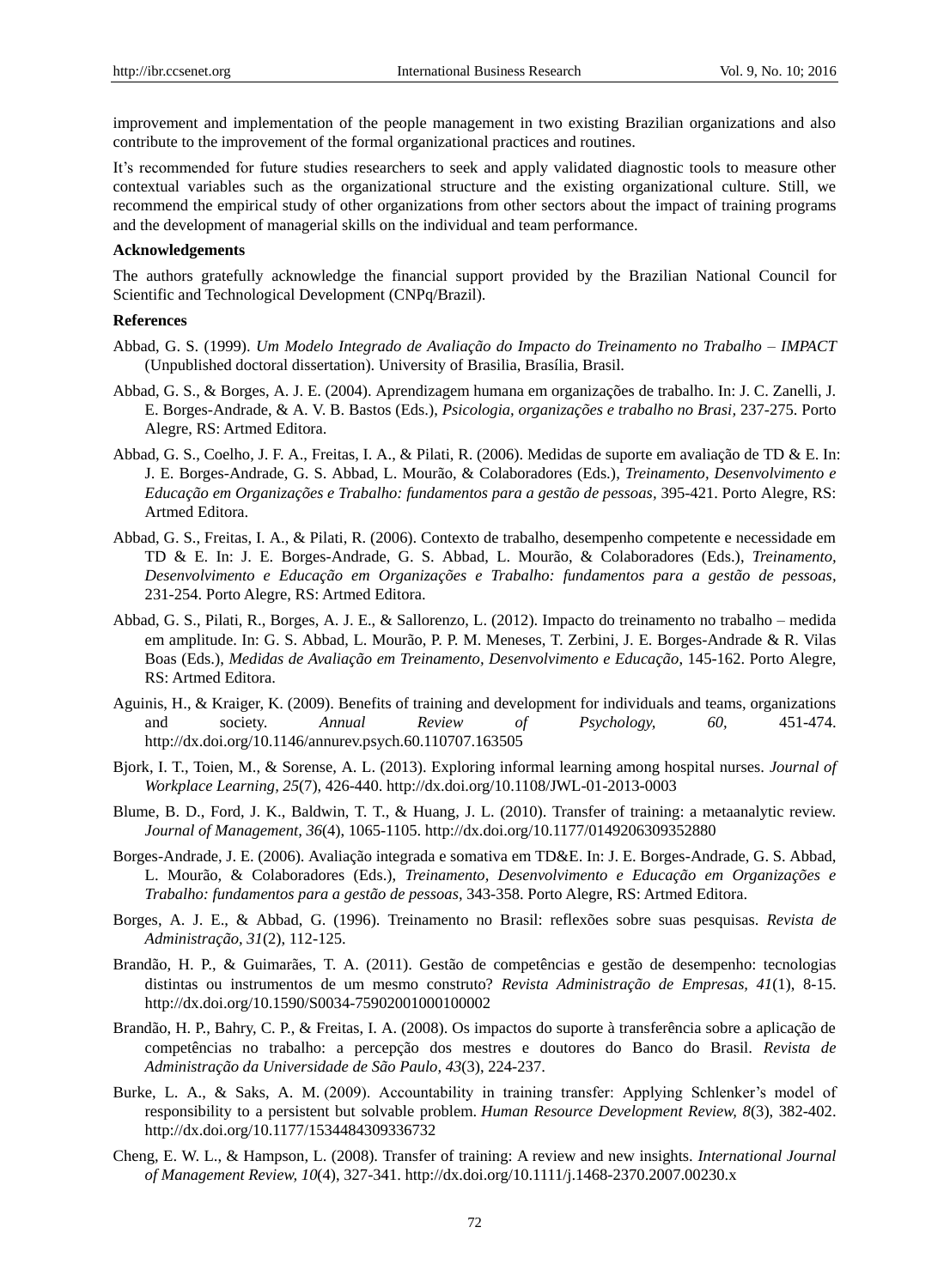improvement and implementation of the people management in two existing Brazilian organizations and also contribute to the improvement of the formal organizational practices and routines.

It's recommended for future studies researchers to seek and apply validated diagnostic tools to measure other contextual variables such as the organizational structure and the existing organizational culture. Still, we recommend the empirical study of other organizations from other sectors about the impact of training programs and the development of managerial skills on the individual and team performance.

**Acknowledgements**

The authors gratefully acknowledge the financial support provided by the Brazilian National Council for Scientific and Technological Development (CNPq/Brazil).

**References**

Abbad, G. S. (1999). *Um Modelo Integrado de Avaliação do Impacto do Treinamento no Trabalho – IMPACT* (Unpublished doctoral dissertation). University of Brasilia, Brasília, Brasil.

Abbad, G. S., & Borges, A. J. E. (2004). Aprendizagem humana em organizações de trabalho. In: J. C. Zanelli, J. E. Borges-Andrade, & A. V. B. Bastos (Eds.), *Psicologia, organizações e trabalho no Brasi*, 237-275. Porto Alegre, RS: Artmed Editora.

Abbad, G. S., Coelho, J. F. A., Freitas, I. A., & Pilati, R. (2006). Medidas de suporte em avaliação de TD & E. In: J. E. Borges-Andrade, G. S. Abbad, L. Mourão, & Colaboradores (Eds.), *Treinamento, Desenvolvimento e Educação em Organizações e Trabalho: fundamentos para a gestão de pessoas*, 395-421. Porto Alegre, RS: Artmed Editora.

Abbad, G. S., Freitas, I. A., & Pilati, R. (2006). Contexto de trabalho, desempenho competente e necessidade em TD & E. In: J. E. Borges-Andrade, G. S. Abbad, L. Mourão, & Colaboradores (Eds.), *Treinamento, Desenvolvimento e Educação em Organizações e Trabalho: fundamentos para a gestão de pessoas*, 231-254. Porto Alegre, RS: Artmed Editora.

Abbad, G. S., Pilati, R., Borges, A. J. E., & Sallorenzo, L. (2012). Impacto do treinamento no trabalho – medida em amplitude. In: G. S. Abbad, L. Mourão, P. P. M. Meneses, T. Zerbini, J. E. Borges-Andrade & R. Vilas Boas (Eds.), *Medidas de Avaliação em Treinamento, Desenvolvimento e Educação*, 145-162. Porto Alegre, RS: Artmed Editora.

Aguinis, H., & Kraiger, K. (2009). Benefits of training and development for individuals and teams, organizations and society. *Annual Review of Psychology, 60*, 451-474. http://dx.doi.org/10.1146/annurev.psych.60.110707.163505

Bjork, I. T., Toien, M., & Sorense, A. L. (2013). Exploring informal learning among hospital nurses. *Journal of Workplace Learning, 25*(7), 426-440. http://dx.doi.org/10.1108/JWL-01-2013-0003

Blume, B. D., Ford, J. K., Baldwin, T. T., & Huang, J. L. (2010). Transfer of training: a metaanalytic review. *Journal of Management, 36*(4), 1065-1105. http://dx.doi.org/10.1177/0149206309352880

Borges-Andrade, J. E. (2006). Avaliação integrada e somativa em TD&E. In: J. E. Borges-Andrade, G. S. Abbad, L. Mourão, & Colaboradores (Eds.), *Treinamento, Desenvolvimento e Educação em Organizações e Trabalho: fundamentos para a gestão de pessoas*, 343-358. Porto Alegre, RS: Artmed Editora.

Borges, A. J. E., & Abbad, G. (1996). Treinamento no Brasil: reflexões sobre suas pesquisas. *Revista de Administração, 31*(2), 112-125.

Brandão, H. P., & Guimarães, T. A. (2011). Gestão de competências e gestão de desempenho: tecnologias distintas ou instrumentos de um mesmo construto? *Revista Administração de Empresas, 41*(1), 8-15. http://dx.doi.org/10.1590/S0034-75902001000100002

Brandão, H. P., Bahry, C. P., & Freitas, I. A. (2008). Os impactos do suporte à transferência sobre a aplicação de competências no trabalho: a percepção dos mestres e doutores do Banco do Brasil. *Revista de Administração da Universidade de São Paulo, 43*(3), 224-237.

Burke, L. A., & Saks, A. M. (2009). Accountability in training transfer: Applying Schlenker's model of responsibility to a persistent but solvable problem. *Human Resource Development Review, 8*(3), 382-402. http://dx.doi.org/10.1177/1534484309336732

Cheng, E. W. L., & Hampson, L. (2008). Transfer of training: A review and new insights. *International Journal of Management Review, 10*(4), 327-341. http://dx.doi.org/10.1111/j.1468-2370.2007.00230.x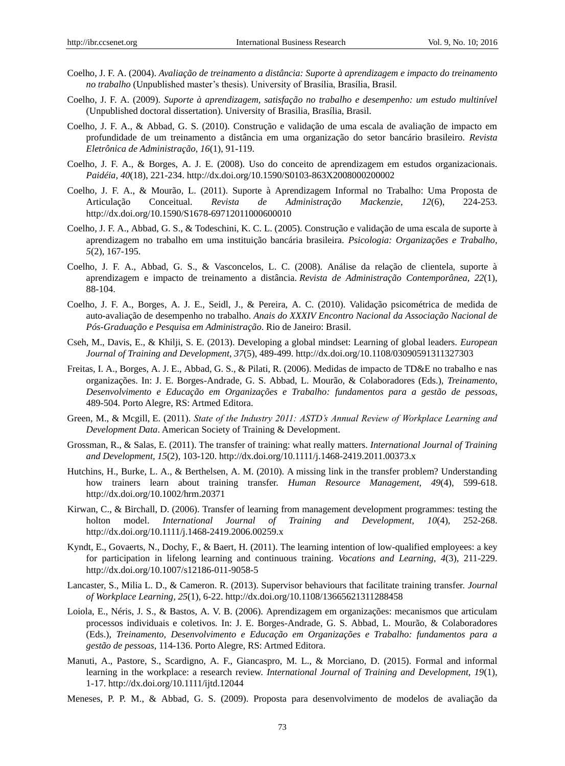Coelho, J. F. A. (2004). *Avaliação de treinamento a distância: Suporte à aprendizagem e impacto do treinamento no trabalho* (Unpublished master's thesis). University of Brasília, Brasília, Brasil.

Coelho, J. F. A. (2009). *Suporte à aprendizagem, satisfação no trabalho e desempenho: um estudo multinível* (Unpublished doctoral dissertation). University of Brasilia, Brasília, Brasil.

Coelho, J. F. A., & Abbad, G. S. (2010). Construção e validação de uma escala de avaliação de impacto em profundidade de um treinamento a distância em uma organização do setor bancário brasileiro. *Revista Eletrônica de Administração, 16*(1), 91-119.

Coelho, J. F. A., & Borges, A. J. E. (2008). Uso do conceito de aprendizagem em estudos organizacionais. *Paidéia, 40*(18), 221-234. http://dx.doi.org/10.1590/S0103-863X2008000200002

Coelho, J. F. A., & Mourão, L. (2011). Suporte à Aprendizagem Informal no Trabalho: Uma Proposta de Articulação Conceitual. *Revista de Administração Mackenzie, 12*(6), 224-253. http://dx.doi.org/10.1590/S1678-69712011000600010

Coelho, J. F. A., Abbad, G. S., & Todeschini, K. C. L. (2005). Construção e validação de uma escala de suporte à aprendizagem no trabalho em uma instituição bancária brasileira. *Psicologia: Organizações e Trabalho, 5*(2), 167-195.

Coelho, J. F. A., Abbad, G. S., & Vasconcelos, L. C. (2008). Análise da relação de clientela, suporte à aprendizagem e impacto de treinamento a distância. *Revista de Administração Contemporânea, 22*(1), 88-104.

Coelho, J. F. A., Borges, A. J. E., Seidl, J., & Pereira, A. C. (2010). Validação psicométrica de medida de auto-avaliação de desempenho no trabalho. *Anais do XXXIV Encontro Nacional da Associação Nacional de Pós-Graduação e Pesquisa em Administração*. Rio de Janeiro: Brasil.

Cseh, M., Davis, E., & Khilji, S. E. (2013). Developing a global mindset: Learning of global leaders. *European Journal of Training and Development, 37*(5), 489-499. http://dx.doi.org/10.1108/03090591311327303

Freitas, I. A., Borges, A. J. E., Abbad, G. S., & Pilati, R. (2006). Medidas de impacto de TD&E no trabalho e nas organizações. In: J. E. Borges-Andrade, G. S. Abbad, L. Mourão, & Colaboradores (Eds.), *Treinamento, Desenvolvimento e Educação em Organizações e Trabalho: fundamentos para a gestão de pessoas*, 489-504. Porto Alegre, RS: Artmed Editora.

Green, M., & Mcgill, E. (2011). *State of the Industry 2011: ASTD's Annual Review of Workplace Learning and Development Data*. American Society of Training & Development.

Grossman, R., & Salas, E. (2011). The transfer of training: what really matters. *International Journal of Training and Development, 15*(2), 103-120. http://dx.doi.org/10.1111/j.1468-2419.2011.00373.x

Hutchins, H., Burke, L. A., & Berthelsen, A. M. (2010). A missing link in the transfer problem? Understanding how trainers learn about training transfer. *Human Resource Management, 49*(4), 599-618. http://dx.doi.org/10.1002/hrm.20371

Kirwan, C., & Birchall, D. (2006). Transfer of learning from management development programmes: testing the holton model. *International Journal of Training and Development, 10*(4), 252-268. http://dx.doi.org/10.1111/j.1468-2419.2006.00259.x

Kyndt, E., Govaerts, N., Dochy, F., & Baert, H. (2011). The learning intention of low-qualified employees: a key for participation in lifelong learning and continuous training. *Vocations and Learning, 4*(3), 211-229. http://dx.doi.org/10.1007/s12186-011-9058-5

Lancaster, S., Milia L. D., & Cameron. R. (2013). Supervisor behaviours that facilitate training transfer. *Journal of Workplace Learning, 25*(1), 6-22. http://dx.doi.org/10.1108/13665621311288458

Loiola, E., Néris, J. S., & Bastos, A. V. B. (2006). Aprendizagem em organizações: mecanismos que articulam processos individuais e coletivos. In: J. E. Borges-Andrade, G. S. Abbad, L. Mourão, & Colaboradores (Eds.), *Treinamento, Desenvolvimento e Educação em Organizações e Trabalho: fundamentos para a gestão de pessoas*, 114-136. Porto Alegre, RS: Artmed Editora.

Manuti, A., Pastore, S., Scardigno, A. F., Giancaspro, M. L., & Morciano, D. (2015). Formal and informal learning in the workplace: a research review. *International Journal of Training and Development, 19*(1), 1-17. http://dx.doi.org/10.1111/ijtd.12044

Meneses, P. P. M., & Abbad, G. S. (2009). Proposta para desenvolvimento de modelos de avaliação da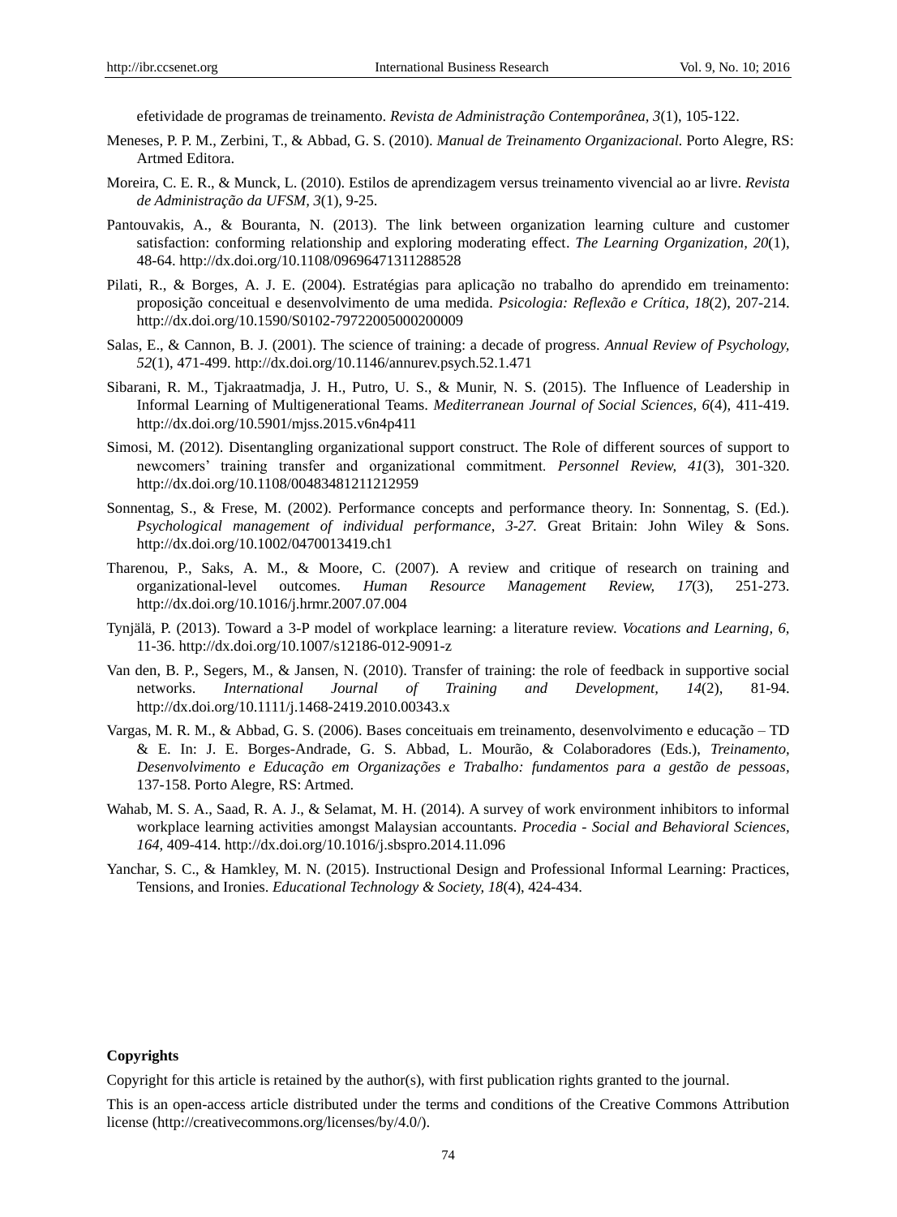efetividade de programas de treinamento. *Revista de Administração Contemporânea, 3*(1), 105-122.

Meneses, P. P. M., Zerbini, T., & Abbad, G. S. (2010). *Manual de Treinamento Organizacional.* Porto Alegre, RS: Artmed Editora.

Moreira, C. E. R., & Munck, L. (2010). Estilos de aprendizagem versus treinamento vivencial ao ar livre. *Revista de Administração da UFSM, 3*(1), 9-25.

Pantouvakis, A., & Bouranta, N. (2013). The link between organization learning culture and customer satisfaction: conforming relationship and exploring moderating effect. *The Learning Organization, 20*(1), 48-64. http://dx.doi.org/10.1108/09696471311288528

Pilati, R., & Borges, A. J. E. (2004). Estratégias para aplicação no trabalho do aprendido em treinamento: proposição conceitual e desenvolvimento de uma medida. *Psicologia: Reflexão e Crítica, 18*(2), 207-214. http://dx.doi.org/10.1590/S0102-79722005000200009

Salas, E., & Cannon, B. J. (2001). The science of training: a decade of progress. *Annual Review of Psychology, 52*(1), 471-499. http://dx.doi.org/10.1146/annurev.psych.52.1.471

Sibarani, R. M., Tjakraatmadja, J. H., Putro, U. S., & Munir, N. S. (2015). The Influence of Leadership in Informal Learning of Multigenerational Teams. *Mediterranean Journal of Social Sciences, 6*(4), 411-419. http://dx.doi.org/10.5901/mjss.2015.v6n4p411

Simosi, M. (2012). Disentangling organizational support construct. The Role of different sources of support to newcomers' training transfer and organizational commitment. *Personnel Review, 41*(3), 301-320. http://dx.doi.org/10.1108/00483481211212959

Sonnentag, S., & Frese, M. (2002). Performance concepts and performance theory. In: Sonnentag, S. (Ed.). *Psychological management of individual performance, 3-27.* Great Britain: John Wiley & Sons. http://dx.doi.org/10.1002/0470013419.ch1

Tharenou, P., Saks, A. M., & Moore, C. (2007). A review and critique of research on training and organizational-level outcomes. *Human Resource Management Review, 17*(3), 251-273. http://dx.doi.org/10.1016/j.hrmr.2007.07.004

Tynjälä, P. (2013). Toward a 3-P model of workplace learning: a literature review. *Vocations and Learning, 6*, 11-36. http://dx.doi.org/10.1007/s12186-012-9091-z

Van den, B. P., Segers, M., & Jansen, N. (2010). Transfer of training: the role of feedback in supportive social networks. *International Journal of Training and Development, 14*(2), 81-94. http://dx.doi.org/10.1111/j.1468-2419.2010.00343.x

Vargas, M. R. M., & Abbad, G. S. (2006). Bases conceituais em treinamento, desenvolvimento e educação – TD & E. In: J. E. Borges-Andrade, G. S. Abbad, L. Mourão, & Colaboradores (Eds.), *Treinamento, Desenvolvimento e Educação em Organizações e Trabalho: fundamentos para a gestão de pessoas*, 137-158. Porto Alegre, RS: Artmed.

Wahab, M. S. A., Saad, R. A. J., & Selamat, M. H. (2014). A survey of work environment inhibitors to informal workplace learning activities amongst Malaysian accountants. *Procedia - Social and Behavioral Sciences, 164*, 409-414. http://dx.doi.org/10.1016/j.sbspro.2014.11.096

Yanchar, S. C., & Hamkley, M. N. (2015). Instructional Design and Professional Informal Learning: Practices, Tensions, and Ironies. *Educational Technology & Society, 18*(4), 424-434.

**Copyrights**

Copyright for this article is retained by the author(s), with first publication rights granted to the journal.

This is an open-access article distributed under the terms and conditions of the Creative Commons Attribution license (http://creativecommons.org/licenses/by/4.0/).